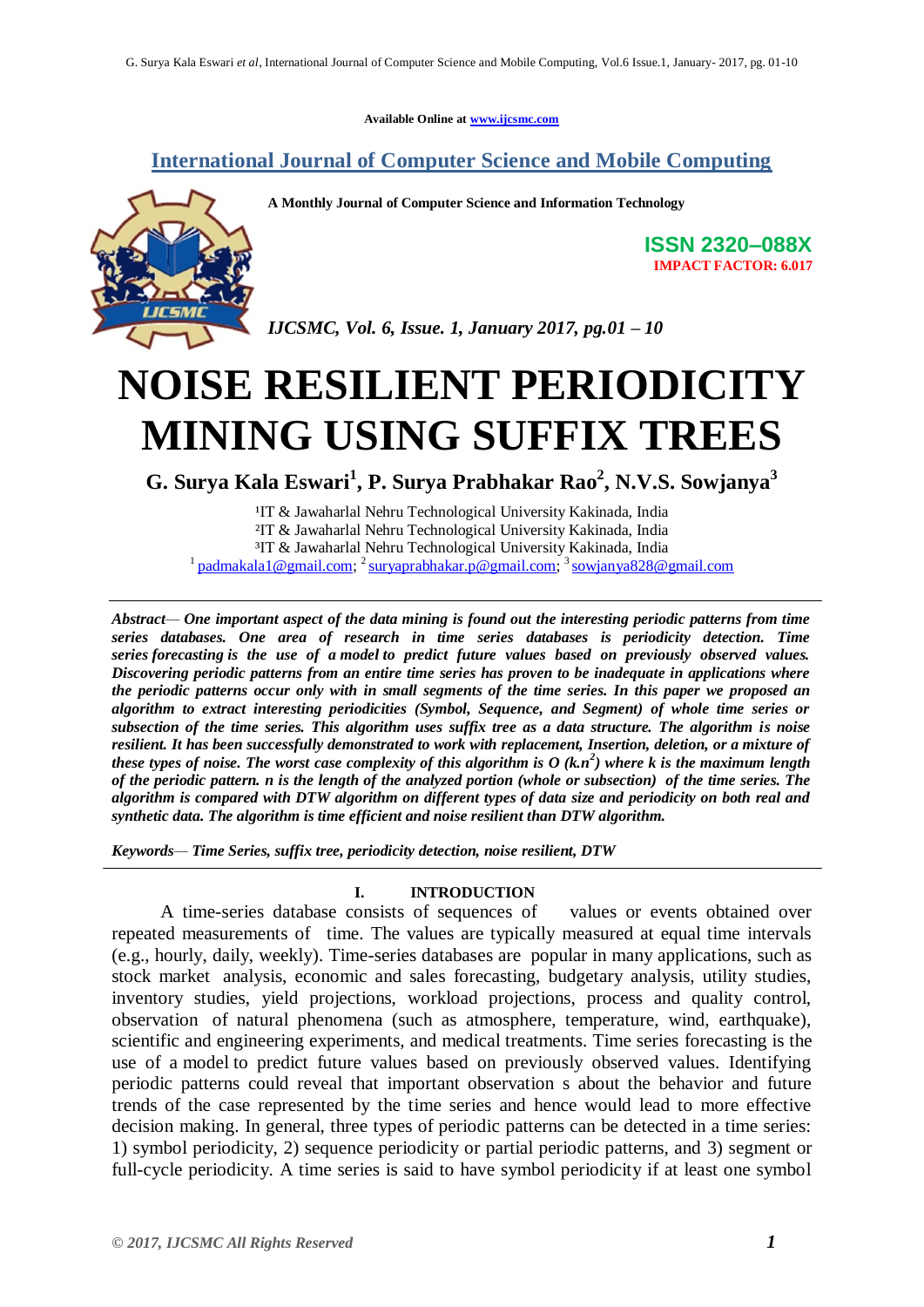Available Online at www.ijcsmc.com

**International Journal of Computer Science and Mobile Computing**

**A Monthly Journal of Computer Science and Information Technology**

**ISSN 2320–088X**
**IMPACT FACTOR: 6.017**

*IJCSMC, Vol. 6, Issue. 1, January 2017, pg.01 – 10*

# NOISE RESILIENT PERIODICITY MINING USING SUFFIX TREES

**G. Surya Kala Eswari[1], P. Surya Prabhakar Rao[2], N.V.S. Sowjanya[3]**

[1]IT & Jawaharlal Nehru Technological University Kakinada, India
[2]IT & Jawaharlal Nehru Technological University Kakinada, India
[3]IT & Jawaharlal Nehru Technological University Kakinada, India
[1] padmakala1@gmail.com; [2] suryaprabhakar.p@gmail.com; [3] sowjanya828@gmail.com

***Abstract*— One important aspect of the data mining is found out the interesting periodic patterns from time series databases. One area of research in time series databases is periodicity detection. Time series forecasting is the use of a model to predict future values based on previously observed values. Discovering periodic patterns from an entire time series has proven to be inadequate in applications where the periodic patterns occur only with in small segments of the time series. In this paper we proposed an algorithm to extract interesting periodicities (Symbol, Sequence, and Segment) of whole time series or subsection of the time series. This algorithm uses suffix tree as a data structure. The algorithm is noise resilient. It has been successfully demonstrated to work with replacement, Insertion, deletion, or a mixture of these types of noise. The worst case complexity of this algorithm is O ($k.n^2$) where k is the maximum length of the periodic pattern. n is the length of the analyzed portion (whole or subsection) of the time series. The algorithm is compared with DTW algorithm on different types of data size and periodicity on both real and synthetic data. The algorithm is time efficient and noise resilient than DTW algorithm.***

***Keywords*— Time Series, suffix tree, periodicity detection, noise resilient, DTW**

## I. INTRODUCTION

A time-series database consists of sequences of values or events obtained over repeated measurements of time. The values are typically measured at equal time intervals (e.g., hourly, daily, weekly). Time-series databases are popular in many applications, such as stock market analysis, economic and sales forecasting, budgetary analysis, utility studies, inventory studies, yield projections, workload projections, process and quality control, observation of natural phenomena (such as atmosphere, temperature, wind, earthquake), scientific and engineering experiments, and medical treatments. Time series forecasting is the use of a model to predict future values based on previously observed values. Identifying periodic patterns could reveal that important observation s about the behavior and future trends of the case represented by the time series and hence would lead to more effective decision making. In general, three types of periodic patterns can be detected in a time series: 1) symbol periodicity, 2) sequence periodicity or partial periodic patterns, and 3) segment or full-cycle periodicity. A time series is said to have symbol periodicity if at least one symbol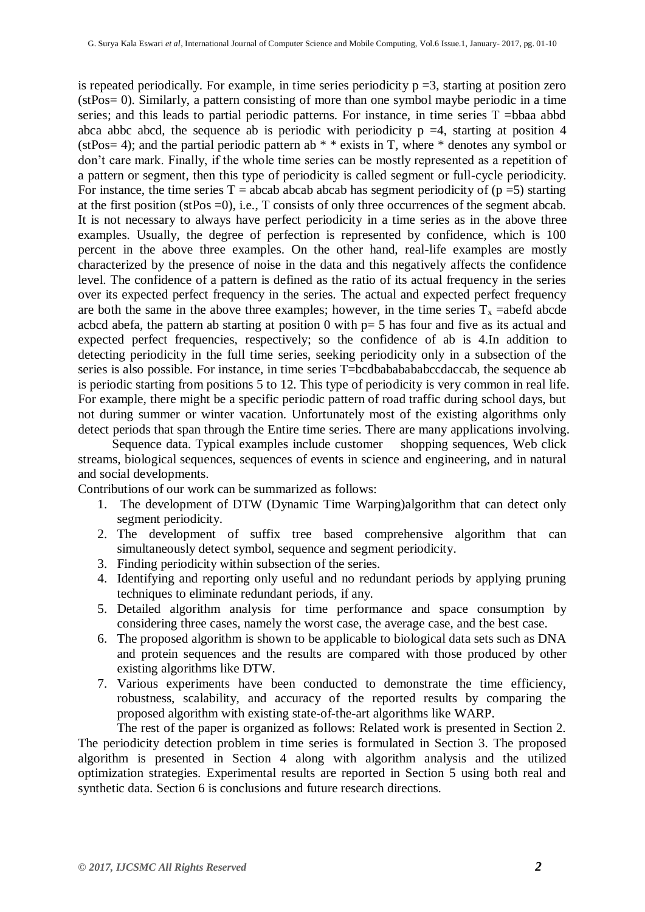is repeated periodically. For example, in time series periodicity p =3, starting at position zero (stPos= 0). Similarly, a pattern consisting of more than one symbol maybe periodic in a time series; and this leads to partial periodic patterns. For instance, in time series T =bbaa abbd abca abbc abcd, the sequence ab is periodic with periodicity p =4, starting at position 4 (stPos= 4); and the partial periodic pattern ab * * exists in T, where * denotes any symbol or don't care mark. Finally, if the whole time series can be mostly represented as a repetition of a pattern or segment, then this type of periodicity is called segment or full-cycle periodicity. For instance, the time series T = abcab abcab abcab has segment periodicity of (p =5) starting at the first position (stPos =0), i.e., T consists of only three occurrences of the segment abcab. It is not necessary to always have perfect periodicity in a time series as in the above three examples. Usually, the degree of perfection is represented by confidence, which is 100 percent in the above three examples. On the other hand, real-life examples are mostly characterized by the presence of noise in the data and this negatively affects the confidence level. The confidence of a pattern is defined as the ratio of its actual frequency in the series over its expected perfect frequency in the series. The actual and expected perfect frequency are both the same in the above three examples; however, in the time series $T_x$ =abefd abcde acbcd abefa, the pattern ab starting at position 0 with p= 5 has four and five as its actual and expected perfect frequencies, respectively; so the confidence of ab is 4.In addition to detecting periodicity in the full time series, seeking periodicity only in a subsection of the series is also possible. For instance, in time series T=bcdbababababcdaccab, the sequence ab is periodic starting from positions 5 to 12. This type of periodicity is very common in real life. For example, there might be a specific periodic pattern of road traffic during school days, but not during summer or winter vacation. Unfortunately most of the existing algorithms only detect periods that span through the Entire time series. There are many applications involving.

Sequence data. Typical examples include customer shopping sequences, Web click streams, biological sequences, sequences of events in science and engineering, and in natural and social developments.

Contributions of our work can be summarized as follows:

1. The development of DTW (Dynamic Time Warping)algorithm that can detect only segment periodicity.
2. The development of suffix tree based comprehensive algorithm that can simultaneously detect symbol, sequence and segment periodicity.
3. Finding periodicity within subsection of the series.
4. Identifying and reporting only useful and no redundant periods by applying pruning techniques to eliminate redundant periods, if any.
5. Detailed algorithm analysis for time performance and space consumption by considering three cases, namely the worst case, the average case, and the best case.
6. The proposed algorithm is shown to be applicable to biological data sets such as DNA and protein sequences and the results are compared with those produced by other existing algorithms like DTW.
7. Various experiments have been conducted to demonstrate the time efficiency, robustness, scalability, and accuracy of the reported results by comparing the proposed algorithm with existing state-of-the-art algorithms like WARP.

The rest of the paper is organized as follows: Related work is presented in Section 2. The periodicity detection problem in time series is formulated in Section 3. The proposed algorithm is presented in Section 4 along with algorithm analysis and the utilized optimization strategies. Experimental results are reported in Section 5 using both real and synthetic data. Section 6 is conclusions and future research directions.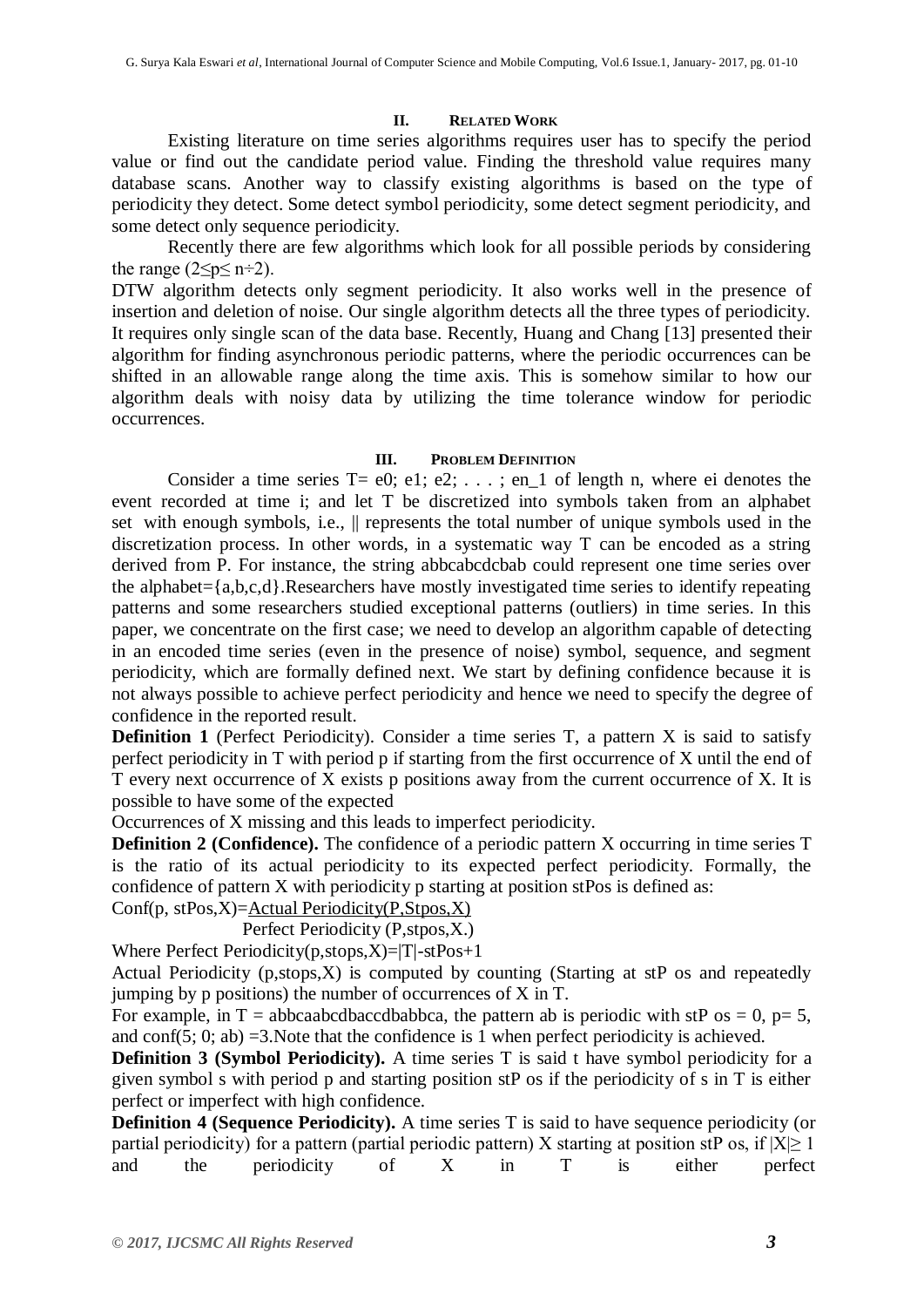## II. RELATED WORK

Existing literature on time series algorithms requires user has to specify the period value or find out the candidate period value. Finding the threshold value requires many database scans. Another way to classify existing algorithms is based on the type of periodicity they detect. Some detect symbol periodicity, some detect segment periodicity, and some detect only sequence periodicity.

Recently there are few algorithms which look for all possible periods by considering the range ($2 \leq p \leq n \div 2$).

DTW algorithm detects only segment periodicity. It also works well in the presence of insertion and deletion of noise. Our single algorithm detects all the three types of periodicity. It requires only single scan of the data base. Recently, Huang and Chang [13] presented their algorithm for finding asynchronous periodic patterns, where the periodic occurrences can be shifted in an allowable range along the time axis. This is somehow similar to how our algorithm deals with noisy data by utilizing the time tolerance window for periodic occurrences.

## III. PROBLEM DEFINITION

Consider a time series T= e0; e1; e2; . . . ; en_1 of length n, where ei denotes the event recorded at time i; and let T be discretized into symbols taken from an alphabet set with enough symbols, i.e., || represents the total number of unique symbols used in the discretization process. In other words, in a systematic way T can be encoded as a string derived from P. For instance, the string abbcabcdcbab could represent one time series over the alphabet={a,b,c,d}.Researchers have mostly investigated time series to identify repeating patterns and some researchers studied exceptional patterns (outliers) in time series. In this paper, we concentrate on the first case; we need to develop an algorithm capable of detecting in an encoded time series (even in the presence of noise) symbol, sequence, and segment periodicity, which are formally defined next. We start by defining confidence because it is not always possible to achieve perfect periodicity and hence we need to specify the degree of confidence in the reported result.

**Definition 1** (Perfect Periodicity). Consider a time series T, a pattern X is said to satisfy perfect periodicity in T with period p if starting from the first occurrence of X until the end of T every next occurrence of X exists p positions away from the current occurrence of X. It is possible to have some of the expected Occurrences of X missing and this leads to imperfect periodicity.

**Definition 2 (Confidence).** The confidence of a periodic pattern X occurring in time series T is the ratio of its actual periodicity to its expected perfect periodicity. Formally, the confidence of pattern X with periodicity p starting at position stPos is defined as:

$$\text{Conf}(p, \text{stPos}, X) = \frac{\text{Actual Periodicity}(P, \text{Stpos}, X)}{\text{Perfect Periodicity}(P, \text{stpos}, X.)}$$

Where Perfect Periodicity(p,stops,X)=|T|-stPos+1

Actual Periodicity (p,stops,X) is computed by counting (Starting at stP os and repeatedly jumping by p positions) the number of occurrences of X in T.

For example, in T = abbcaabcdbaccdbabbca, the pattern ab is periodic with stP os = 0, p= 5, and conf(5; 0; ab) =3.Note that the confidence is 1 when perfect periodicity is achieved.

**Definition 3 (Symbol Periodicity).** A time series T is said t have symbol periodicity for a given symbol s with period p and starting position stP os if the periodicity of s in T is either perfect or imperfect with high confidence.

**Definition 4 (Sequence Periodicity).** A time series T is said to have sequence periodicity (or partial periodicity) for a pattern (partial periodic pattern) X starting at position stP os, if $|X| \geq 1$ and the periodicity of X in T is either perfect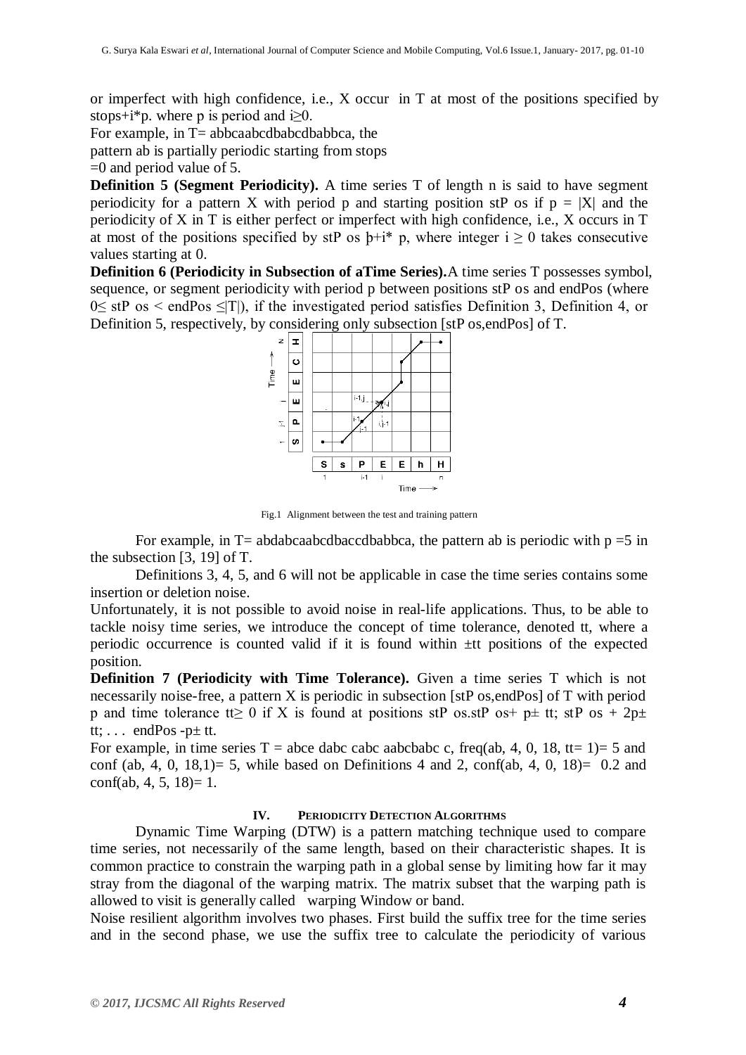or imperfect with high confidence, i.e., X occur in T at most of the positions specified by stops+i*p. where p is period and i≥0.

For example, in T= abbcaabcdbabcdbabbca, the pattern ab is partially periodic starting from stops =0 and period value of 5.

**Definition 5 (Segment Periodicity).** A time series T of length n is said to have segment periodicity for a pattern X with period p and starting position stP os if p = |X| and the periodicity of X in T is either perfect or imperfect with high confidence, i.e., X occurs in T at most of the positions specified by stP os þ+i* p, where integer i ≥ 0 takes consecutive values starting at 0.

**Definition 6 (Periodicity in Subsection of aTime Series).** A time series T possesses symbol, sequence, or segment periodicity with period p between positions stP os and endPos (where 0≤ stP os < endPos ≤|T|), if the investigated period satisfies Definition 3, Definition 4, or Definition 5, respectively, by considering only subsection [stP os,endPos] of T.

Fig.1 Alignment between the test and training pattern

For example, in T= abdabcaabcdbaccdbabbca, the pattern ab is periodic with p =5 in the subsection [3, 19] of T.

Definitions 3, 4, 5, and 6 will not be applicable in case the time series contains some insertion or deletion noise.

Unfortunately, it is not possible to avoid noise in real-life applications. Thus, to be able to tackle noisy time series, we introduce the concept of time tolerance, denoted tt, where a periodic occurrence is counted valid if it is found within ±tt positions of the expected position.

**Definition 7 (Periodicity with Time Tolerance).** Given a time series T which is not necessarily noise-free, a pattern X is periodic in subsection [stP os,endPos] of T with period p and time tolerance tt≥ 0 if X is found at positions stP os.stP os+ p± tt; stP os + 2p± tt; . . . endPos -p± tt.

For example, in time series T = abce dabc cabc aabcbabc c, freq(ab, 4, 0, 18, tt= 1)= 5 and conf (ab, 4, 0, 18,1)= 5, while based on Definitions 4 and 2, conf(ab, 4, 0, 18)= 0.2 and conf(ab, 4, 5, 18)= 1.

## IV. Periodicity Detection Algorithms

Dynamic Time Warping (DTW) is a pattern matching technique used to compare time series, not necessarily of the same length, based on their characteristic shapes. It is common practice to constrain the warping path in a global sense by limiting how far it may stray from the diagonal of the warping matrix. The matrix subset that the warping path is allowed to visit is generally called warping Window or band.

Noise resilient algorithm involves two phases. First build the suffix tree for the time series and in the second phase, we use the suffix tree to calculate the periodicity of various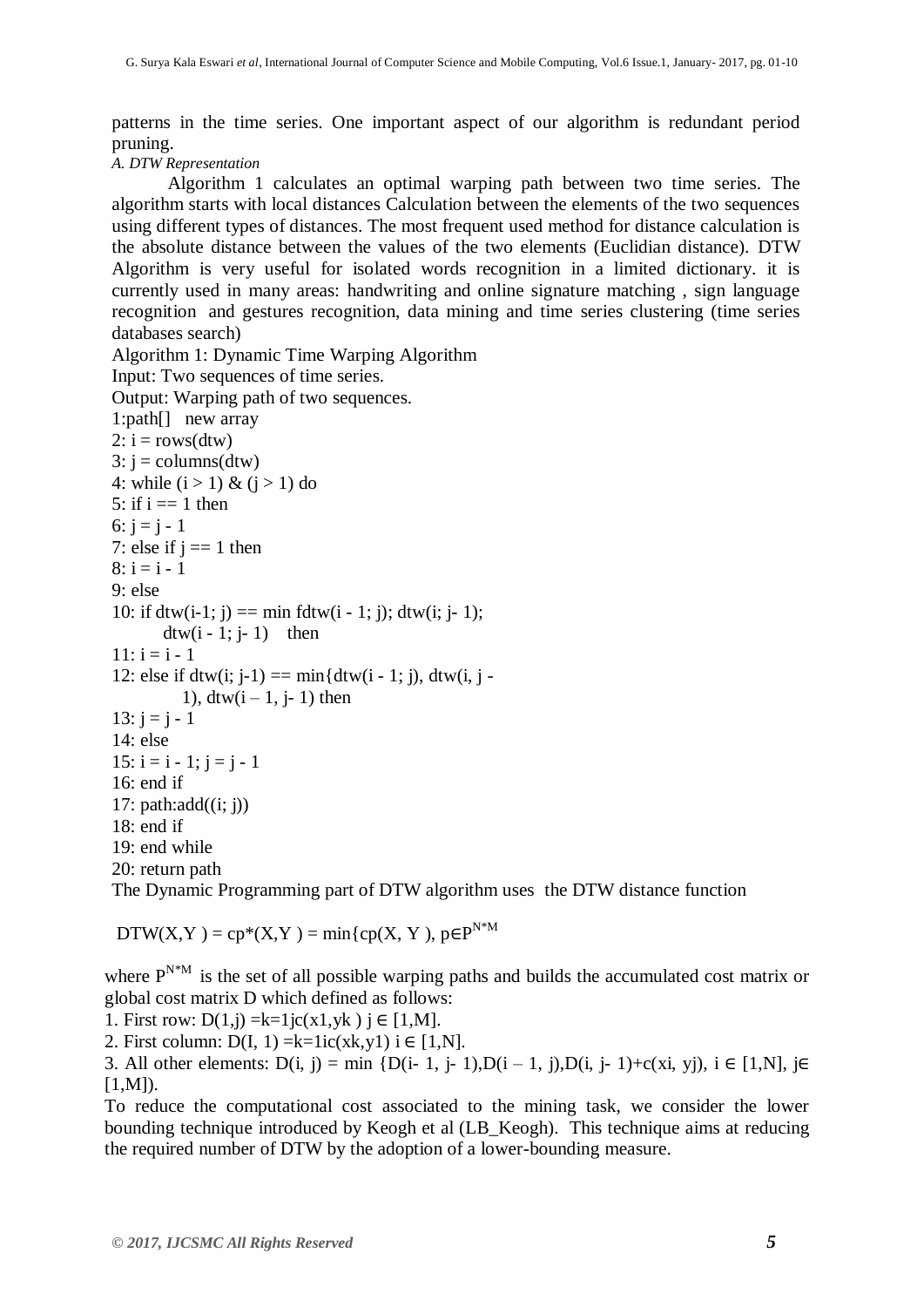patterns in the time series. One important aspect of our algorithm is redundant period pruning.

*A. DTW Representation*

Algorithm 1 calculates an optimal warping path between two time series. The algorithm starts with local distances Calculation between the elements of the two sequences using different types of distances. The most frequent used method for distance calculation is the absolute distance between the values of the two elements (Euclidian distance). DTW Algorithm is very useful for isolated words recognition in a limited dictionary. it is currently used in many areas: handwriting and online signature matching , sign language recognition and gestures recognition, data mining and time series clustering (time series databases search)

Algorithm 1: Dynamic Time Warping Algorithm
Input: Two sequences of time series.
Output: Warping path of two sequences.

```
1:path[]   new array
2: i = rows(dtw)
3: j = columns(dtw)
4: while (i > 1) & (j > 1) do
5: if i == 1 then
6: j = j - 1
7: else if j == 1 then
8: i = i - 1
9: else
10: if dtw(i-1; j) == min fdtw(i - 1; j); dtw(i; j- 1);
        dtw(i - 1; j- 1)    then
11: i = i - 1
12: else if dtw(i; j-1) == min{dtw(i - 1; j), dtw(i, j -
        1), dtw(i – 1, j- 1) then
13: j = j - 1
14: else
15: i = i - 1; j = j - 1
16: end if
17: path:add((i; j))
18: end if
19: end while
20: return path
```

The Dynamic Programming part of DTW algorithm uses the DTW distance function

$$DTW(X,Y) = cp^*(X,Y) = \min\{cp(X, Y), p \in P^{N*M}$$

where $P^{N*M}$ is the set of all possible warping paths and builds the accumulated cost matrix or global cost matrix D which defined as follows:

1. First row: $D(1,j) = k=1jc(x1,yk)$ $j \in [1,M]$.
2. First column: $D(I, 1) = k=1ic(xk,y1)$ $i \in [1,N]$.
3. All other elements: $D(i, j) = \min\{D(i-1, j-1), D(i-1, j), D(i, j-1) + c(xi, yj), i \in [1,N], j \in [1,M]\}$.

To reduce the computational cost associated to the mining task, we consider the lower bounding technique introduced by Keogh et al (LB_Keogh). This technique aims at reducing the required number of DTW by the adoption of a lower-bounding measure.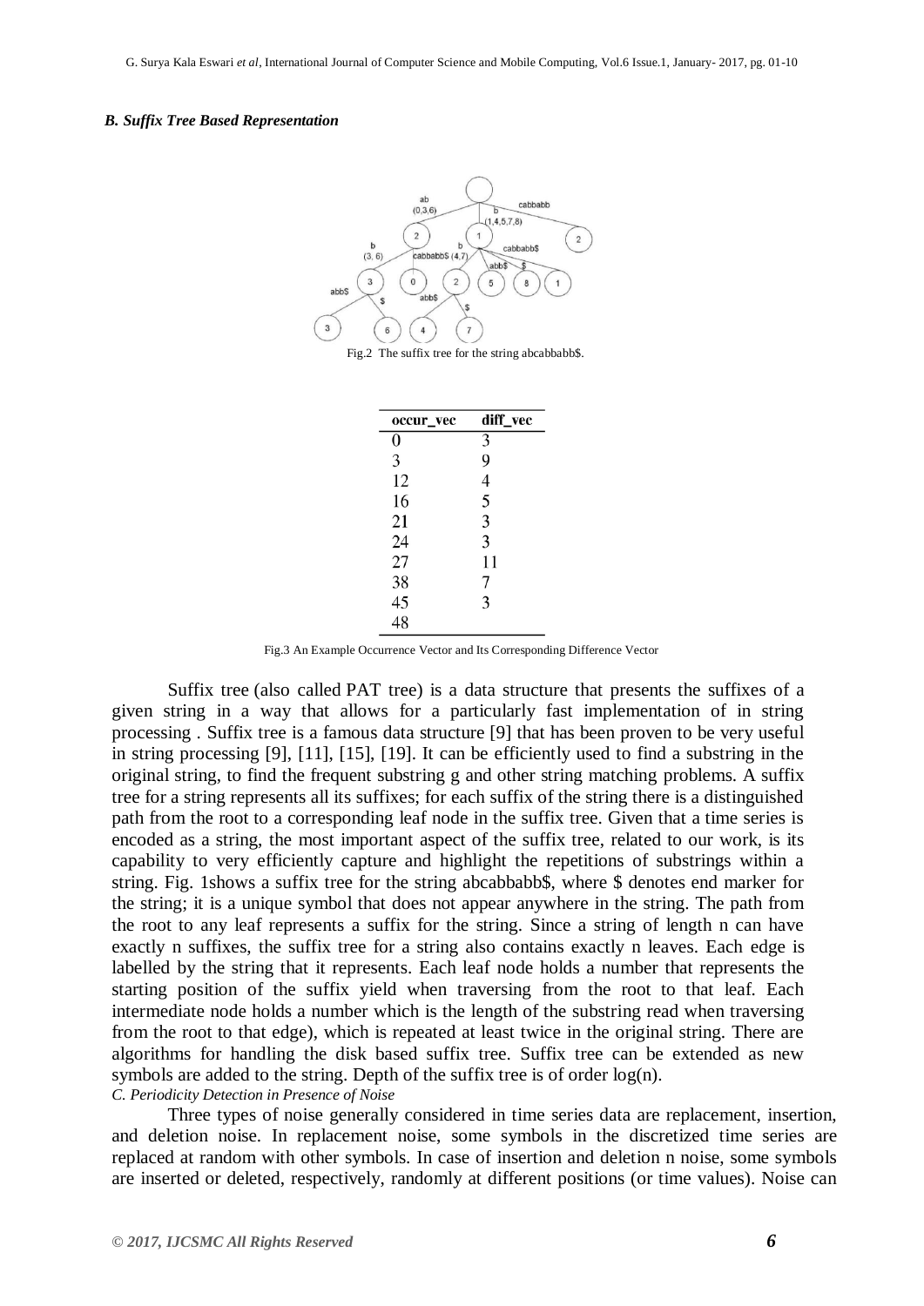*B. Suffix Tree Based Representation*

Fig.2 The suffix tree for the string abcabbabb$.

| occur_vec | diff_vec |
|---|---|
| 0 | 3 |
| 3 | 9 |
| 12 | 4 |
| 16 | 5 |
| 21 | 3 |
| 24 | 3 |
| 27 | 11 |
| 38 | 7 |
| 45 | 3 |
| 48 | |

Fig.3 An Example Occurrence Vector and Its Corresponding Difference Vector

Suffix tree (also called PAT tree) is a data structure that presents the suffixes of a given string in a way that allows for a particularly fast implementation of in string processing . Suffix tree is a famous data structure [9] that has been proven to be very useful in string processing [9], [11], [15], [19]. It can be efficiently used to find a substring in the original string, to find the frequent substring g and other string matching problems. A suffix tree for a string represents all its suffixes; for each suffix of the string there is a distinguished path from the root to a corresponding leaf node in the suffix tree. Given that a time series is encoded as a string, the most important aspect of the suffix tree, related to our work, is its capability to very efficiently capture and highlight the repetitions of substrings within a string. Fig. 1shows a suffix tree for the string abcabbabb$, where $ denotes end marker for the string; it is a unique symbol that does not appear anywhere in the string. The path from the root to any leaf represents a suffix for the string. Since a string of length n can have exactly n suffixes, the suffix tree for a string also contains exactly n leaves. Each edge is labelled by the string that it represents. Each leaf node holds a number that represents the starting position of the suffix yield when traversing from the root to that leaf. Each intermediate node holds a number which is the length of the substring read when traversing from the root to that edge), which is repeated at least twice in the original string. There are algorithms for handling the disk based suffix tree. Suffix tree can be extended as new symbols are added to the string. Depth of the suffix tree is of order log(n).

*C. Periodicity Detection in Presence of Noise*

Three types of noise generally considered in time series data are replacement, insertion, and deletion noise. In replacement noise, some symbols in the discretized time series are replaced at random with other symbols. In case of insertion and deletion n noise, some symbols are inserted or deleted, respectively, randomly at different positions (or time values). Noise can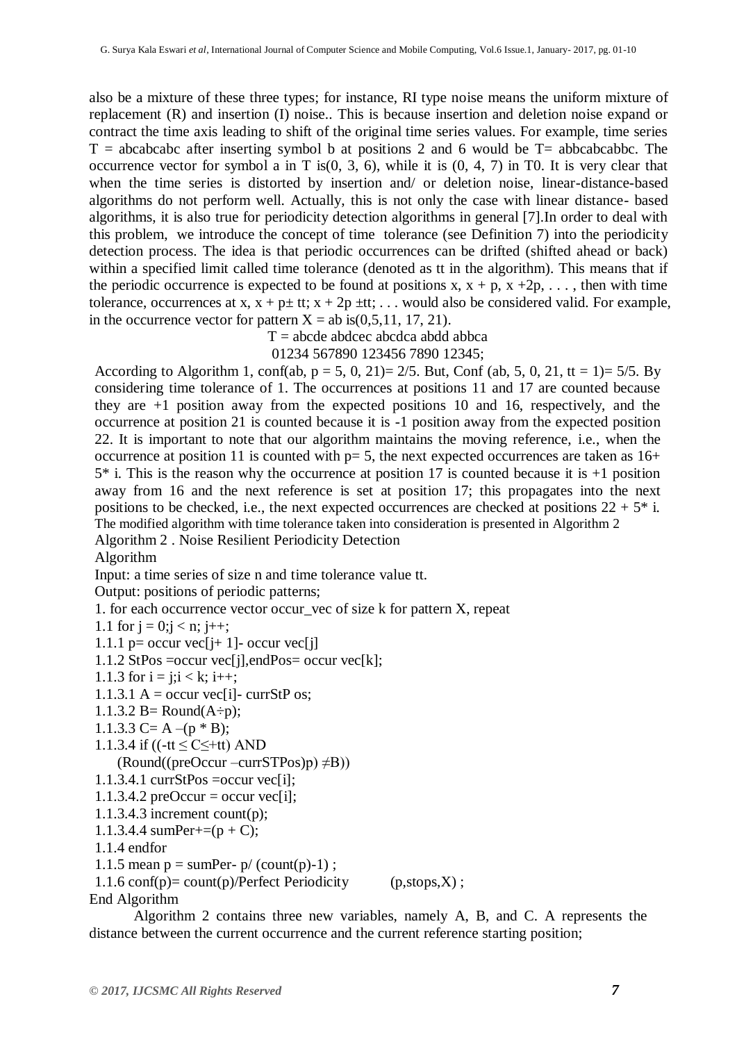also be a mixture of these three types; for instance, RI type noise means the uniform mixture of replacement (R) and insertion (I) noise.. This is because insertion and deletion noise expand or contract the time axis leading to shift of the original time series values. For example, time series T = abcabcabc after inserting symbol b at positions 2 and 6 would be T= abbcabcabbc. The occurrence vector for symbol a in T is(0, 3, 6), while it is (0, 4, 7) in T0. It is very clear that when the time series is distorted by insertion and/ or deletion noise, linear-distance-based algorithms do not perform well. Actually, this is not only the case with linear distance- based algorithms, it is also true for periodicity detection algorithms in general [7].In order to deal with this problem, we introduce the concept of time tolerance (see Definition 7) into the periodicity detection process. The idea is that periodic occurrences can be drifted (shifted ahead or back) within a specified limit called time tolerance (denoted as tt in the algorithm). This means that if the periodic occurrence is expected to be found at positions x, x + p, x +2p, . . . , then with time tolerance, occurrences at x, x + p± tt; x + 2p ±tt; . . . would also be considered valid. For example, in the occurrence vector for pattern X = ab is(0,5,11, 17, 21).

T = abcde abdcec abcdca abdd abbca

01234 567890 123456 7890 12345;

According to Algorithm 1, conf(ab, p = 5, 0, 21)= 2/5. But, Conf (ab, 5, 0, 21, tt = 1)= 5/5. By considering time tolerance of 1. The occurrences at positions 11 and 17 are counted because they are +1 position away from the expected positions 10 and 16, respectively, and the occurrence at position 21 is counted because it is -1 position away from the expected position 22. It is important to note that our algorithm maintains the moving reference, i.e., when the occurrence at position 11 is counted with p= 5, the next expected occurrences are taken as 16+ 5* i. This is the reason why the occurrence at position 17 is counted because it is +1 position away from 16 and the next reference is set at position 17; this propagates into the next positions to be checked, i.e., the next expected occurrences are checked at positions 22 + 5* i. The modified algorithm with time tolerance taken into consideration is presented in Algorithm 2

Algorithm 2 . Noise Resilient Periodicity Detection

Algorithm

Input: a time series of size n and time tolerance value tt.

Output: positions of periodic patterns;

1. for each occurrence vector occur_vec of size k for pattern X, repeat

1.1 for j = 0;j < n; j++;

1.1.1 p= occur vec[j+ 1]- occur vec[j]

1.1.2 StPos =occur vec[j],endPos= occur vec[k];

1.1.3 for i = j;i < k; i++;

1.1.3.1 A = occur vec[i]- currStP os;

1.1.3.2 B= Round(A÷p);

1.1.3.3 C= A –(p * B);

1.1.3.4 if ((-tt ≤ C≤+tt) AND (Round((preOccur –currSTPos)p) ≠B))

1.1.3.4.1 currStPos =occur vec[i];

1.1.3.4.2 preOccur = occur vec[i];

1.1.3.4.3 increment count(p);

1.1.3.4.4 sumPer+=(p + C);

1.1.4 endfor

1.1.5 mean p = sumPer- p/ (count(p)-1) ;

1.1.6 conf(p)= count(p)/Perfect Periodicity (p,stops,X) ;

End Algorithm

Algorithm 2 contains three new variables, namely A, B, and C. A represents the distance between the current occurrence and the current reference starting position;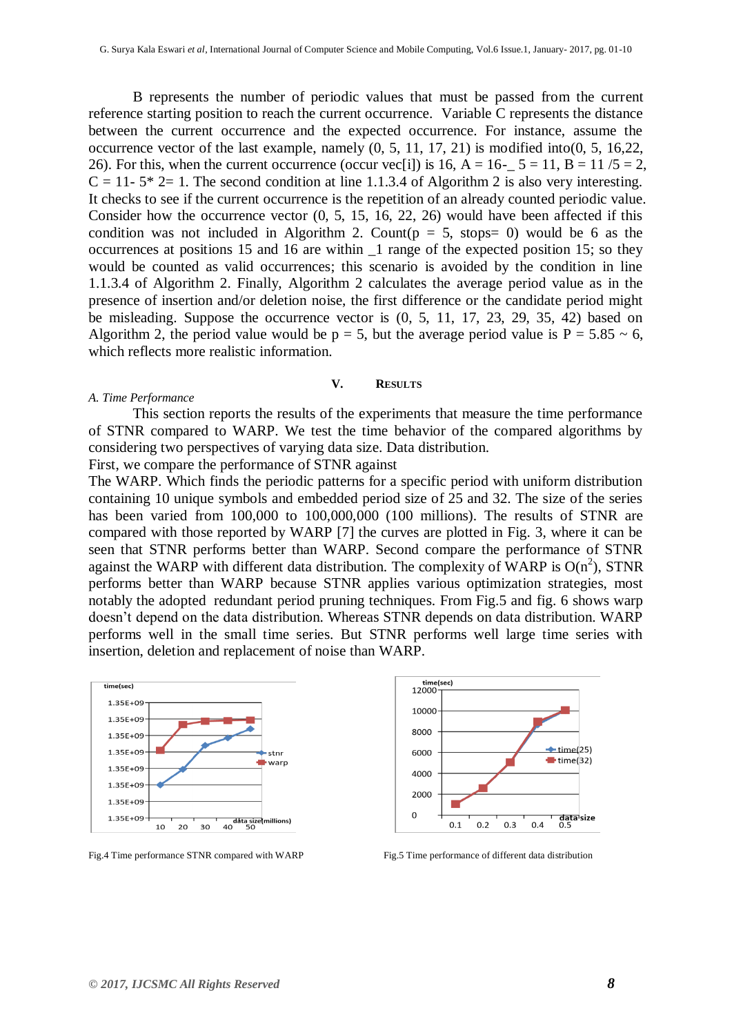B represents the number of periodic values that must be passed from the current reference starting position to reach the current occurrence. Variable C represents the distance between the current occurrence and the expected occurrence. For instance, assume the occurrence vector of the last example, namely (0, 5, 11, 17, 21) is modified into(0, 5, 16,22, 26). For this, when the current occurrence (occur vec[i]) is 16, A = 16-_ 5 = 11, B = 11 /5 = 2, C = 11- 5* 2= 1. The second condition at line 1.1.3.4 of Algorithm 2 is also very interesting. It checks to see if the current occurrence is the repetition of an already counted periodic value. Consider how the occurrence vector (0, 5, 15, 16, 22, 26) would have been affected if this condition was not included in Algorithm 2. Count(p = 5, stops= 0) would be 6 as the occurrences at positions 15 and 16 are within _1 range of the expected position 15; so they would be counted as valid occurrences; this scenario is avoided by the condition in line 1.1.3.4 of Algorithm 2. Finally, Algorithm 2 calculates the average period value as in the presence of insertion and/or deletion noise, the first difference or the candidate period might be misleading. Suppose the occurrence vector is (0, 5, 11, 17, 23, 29, 35, 42) based on Algorithm 2, the period value would be p = 5, but the average period value is P = 5.85 ~ 6, which reflects more realistic information.

## V. RESULTS

### *A. Time Performance*

This section reports the results of the experiments that measure the time performance of STNR compared to WARP. We test the time behavior of the compared algorithms by considering two perspectives of varying data size. Data distribution.

First, we compare the performance of STNR against

The WARP. Which finds the periodic patterns for a specific period with uniform distribution containing 10 unique symbols and embedded period size of 25 and 32. The size of the series has been varied from 100,000 to 100,000,000 (100 millions). The results of STNR are compared with those reported by WARP [7] the curves are plotted in Fig. 3, where it can be seen that STNR performs better than WARP. Second compare the performance of STNR against the WARP with different data distribution. The complexity of WARP is $O(n^2)$, STNR performs better than WARP because STNR applies various optimization strategies, most notably the adopted redundant period pruning techniques. From Fig.5 and fig. 6 shows warp doesn't depend on the data distribution. Whereas STNR depends on data distribution. WARP performs well in the small time series. But STNR performs well large time series with insertion, deletion and replacement of noise than WARP.

Fig.4 Time performance STNR compared with WARP

Fig.5 Time performance of different data distribution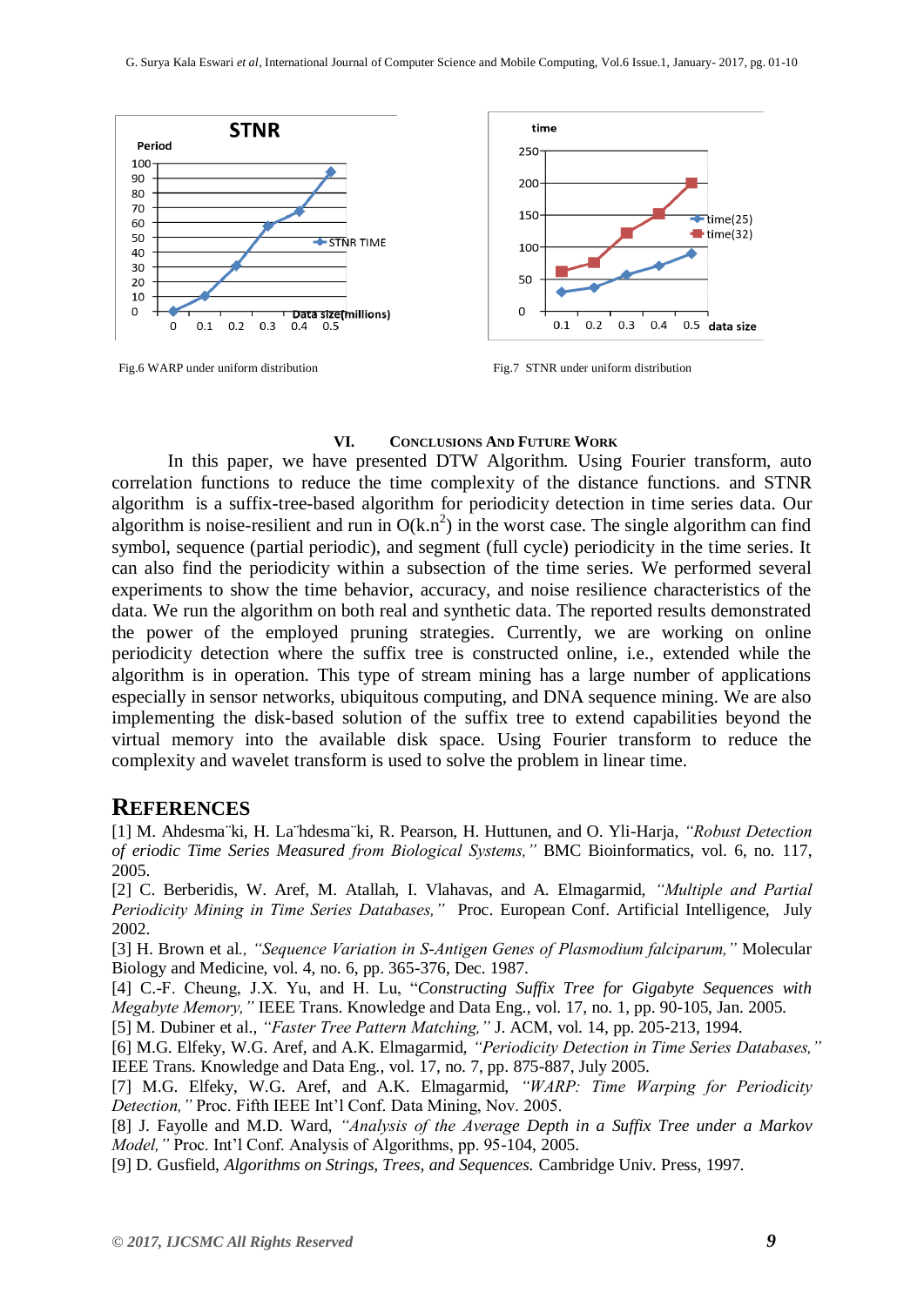Fig.6 WARP under uniform distribution

Fig.7 STNR under uniform distribution

## VI. CONCLUSIONS AND FUTURE WORK

In this paper, we have presented DTW Algorithm. Using Fourier transform, auto correlation functions to reduce the time complexity of the distance functions. and STNR algorithm is a suffix-tree-based algorithm for periodicity detection in time series data. Our algorithm is noise-resilient and run in $O(k.n^2)$ in the worst case. The single algorithm can find symbol, sequence (partial periodic), and segment (full cycle) periodicity in the time series. It can also find the periodicity within a subsection of the time series. We performed several experiments to show the time behavior, accuracy, and noise resilience characteristics of the data. We run the algorithm on both real and synthetic data. The reported results demonstrated the power of the employed pruning strategies. Currently, we are working on online periodicity detection where the suffix tree is constructed online, i.e., extended while the algorithm is in operation. This type of stream mining has a large number of applications especially in sensor networks, ubiquitous computing, and DNA sequence mining. We are also implementing the disk-based solution of the suffix tree to extend capabilities beyond the virtual memory into the available disk space. Using Fourier transform to reduce the complexity and wavelet transform is used to solve the problem in linear time.

## REFERENCES

[1] M. Ahdesma¨ki, H. La¨hdesma¨ki, R. Pearson, H. Huttunen, and O. Yli-Harja, *"Robust Detection of eriodic Time Series Measured from Biological Systems,"* BMC Bioinformatics, vol. 6, no. 117, 2005.

[2] C. Berberidis, W. Aref, M. Atallah, I. Vlahavas, and A. Elmagarmid, *"Multiple and Partial Periodicity Mining in Time Series Databases,"* Proc. European Conf. Artificial Intelligence, July 2002.

[3] H. Brown et al., *"Sequence Variation in S-Antigen Genes of Plasmodium falciparum,"* Molecular Biology and Medicine, vol. 4, no. 6, pp. 365-376, Dec. 1987.

[4] C.-F. Cheung, J.X. Yu, and H. Lu, "*Constructing Suffix Tree for Gigabyte Sequences with Megabyte Memory,"* IEEE Trans. Knowledge and Data Eng., vol. 17, no. 1, pp. 90-105, Jan. 2005.

[5] M. Dubiner et al., *"Faster Tree Pattern Matching,"* J. ACM, vol. 14, pp. 205-213, 1994.

[6] M.G. Elfeky, W.G. Aref, and A.K. Elmagarmid, *"Periodicity Detection in Time Series Databases,"* IEEE Trans. Knowledge and Data Eng., vol. 17, no. 7, pp. 875-887, July 2005.

[7] M.G. Elfeky, W.G. Aref, and A.K. Elmagarmid, *"WARP: Time Warping for Periodicity Detection,"* Proc. Fifth IEEE Int'l Conf. Data Mining, Nov. 2005.

[8] J. Fayolle and M.D. Ward, *"Analysis of the Average Depth in a Suffix Tree under a Markov Model,"* Proc. Int'l Conf. Analysis of Algorithms, pp. 95-104, 2005.

[9] D. Gusfield, *Algorithms on Strings, Trees, and Sequences.* Cambridge Univ. Press, 1997.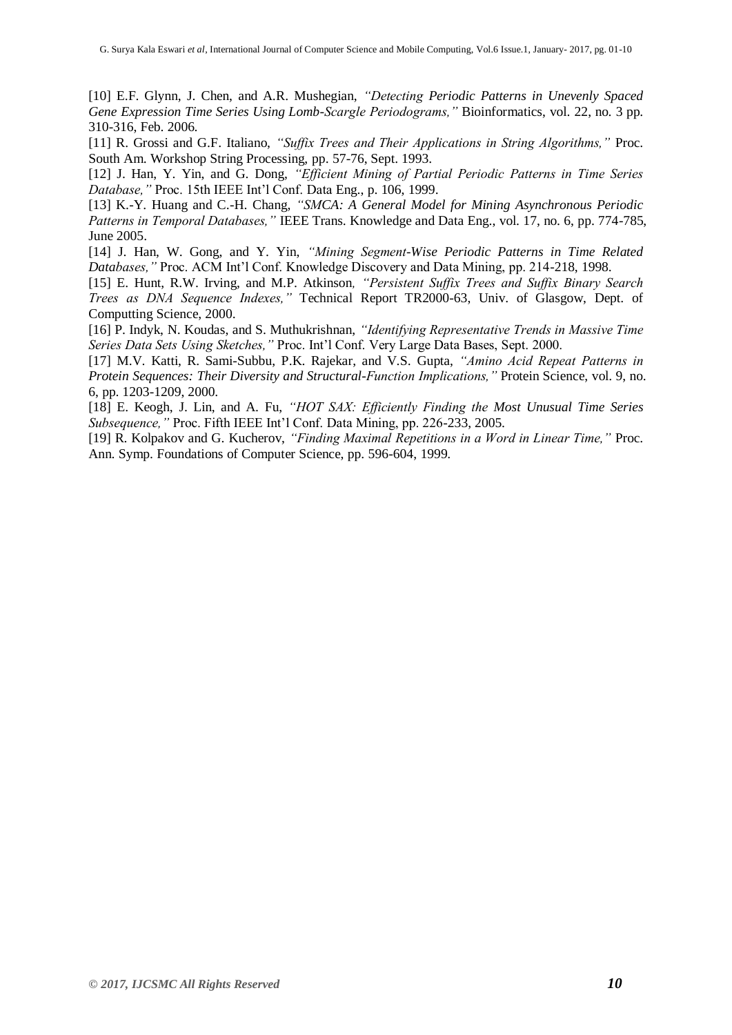[10] E.F. Glynn, J. Chen, and A.R. Mushegian, *"Detecting Periodic Patterns in Unevenly Spaced Gene Expression Time Series Using Lomb-Scargle Periodograms,"* Bioinformatics, vol. 22, no. 3 pp. 310-316, Feb. 2006.

[11] R. Grossi and G.F. Italiano, *"Suffix Trees and Their Applications in String Algorithms,"* Proc. South Am. Workshop String Processing, pp. 57-76, Sept. 1993.

[12] J. Han, Y. Yin, and G. Dong, *"Efficient Mining of Partial Periodic Patterns in Time Series Database,"* Proc. 15th IEEE Int'l Conf. Data Eng., p. 106, 1999.

[13] K.-Y. Huang and C.-H. Chang, *"SMCA: A General Model for Mining Asynchronous Periodic Patterns in Temporal Databases,"* IEEE Trans. Knowledge and Data Eng., vol. 17, no. 6, pp. 774-785, June 2005.

[14] J. Han, W. Gong, and Y. Yin, *"Mining Segment-Wise Periodic Patterns in Time Related Databases,"* Proc. ACM Int'l Conf. Knowledge Discovery and Data Mining, pp. 214-218, 1998.

[15] E. Hunt, R.W. Irving, and M.P. Atkinson, *"Persistent Suffix Trees and Suffix Binary Search Trees as DNA Sequence Indexes,"* Technical Report TR2000-63, Univ. of Glasgow, Dept. of Computting Science, 2000.

[16] P. Indyk, N. Koudas, and S. Muthukrishnan, *"Identifying Representative Trends in Massive Time Series Data Sets Using Sketches,"* Proc. Int'l Conf. Very Large Data Bases, Sept. 2000.

[17] M.V. Katti, R. Sami-Subbu, P.K. Rajekar, and V.S. Gupta, *"Amino Acid Repeat Patterns in Protein Sequences: Their Diversity and Structural-Function Implications,"* Protein Science, vol. 9, no. 6, pp. 1203-1209, 2000.

[18] E. Keogh, J. Lin, and A. Fu, *"HOT SAX: Efficiently Finding the Most Unusual Time Series Subsequence,"* Proc. Fifth IEEE Int'l Conf. Data Mining, pp. 226-233, 2005.

[19] R. Kolpakov and G. Kucherov, *"Finding Maximal Repetitions in a Word in Linear Time,"* Proc. Ann. Symp. Foundations of Computer Science, pp. 596-604, 1999.